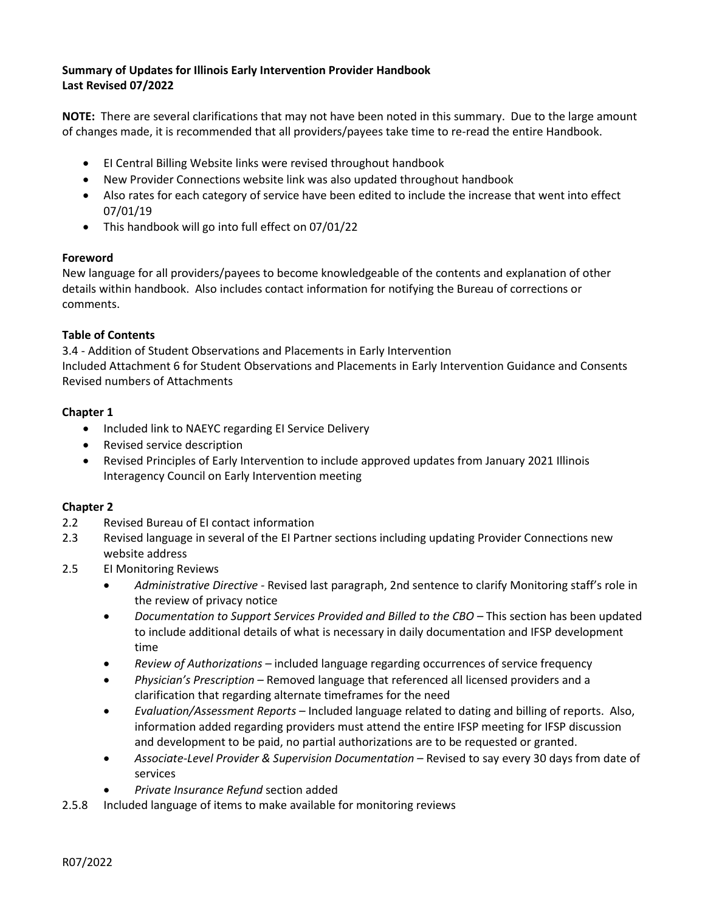**Summary of Updates for Illinois Early Intervention Provider Handbook**
**Last Revised 07/2022**

**NOTE:** There are several clarifications that may not have been noted in this summary. Due to the large amount of changes made, it is recommended that all providers/payees take time to re-read the entire Handbook.

- EI Central Billing Website links were revised throughout handbook
- New Provider Connections website link was also updated throughout handbook
- Also rates for each category of service have been edited to include the increase that went into effect 07/01/19
- This handbook will go into full effect on 07/01/22

**Foreword**

New language for all providers/payees to become knowledgeable of the contents and explanation of other details within handbook. Also includes contact information for notifying the Bureau of corrections or comments.

**Table of Contents**

3.4 - Addition of Student Observations and Placements in Early Intervention
Included Attachment 6 for Student Observations and Placements in Early Intervention Guidance and Consents
Revised numbers of Attachments

**Chapter 1**

- Included link to NAEYC regarding EI Service Delivery
- Revised service description
- Revised Principles of Early Intervention to include approved updates from January 2021 Illinois Interagency Council on Early Intervention meeting

**Chapter 2**

2.2 Revised Bureau of EI contact information

2.3 Revised language in several of the EI Partner sections including updating Provider Connections new website address

2.5 EI Monitoring Reviews

- *Administrative Directive* - Revised last paragraph, 2nd sentence to clarify Monitoring staff's role in the review of privacy notice
- *Documentation to Support Services Provided and Billed to the CBO* – This section has been updated to include additional details of what is necessary in daily documentation and IFSP development time
- *Review of Authorizations* – included language regarding occurrences of service frequency
- *Physician's Prescription* – Removed language that referenced all licensed providers and a clarification that regarding alternate timeframes for the need
- *Evaluation/Assessment Reports* – Included language related to dating and billing of reports. Also, information added regarding providers must attend the entire IFSP meeting for IFSP discussion and development to be paid, no partial authorizations are to be requested or granted.
- *Associate-Level Provider & Supervision Documentation* – Revised to say every 30 days from date of services
- *Private Insurance Refund* section added

2.5.8 Included language of items to make available for monitoring reviews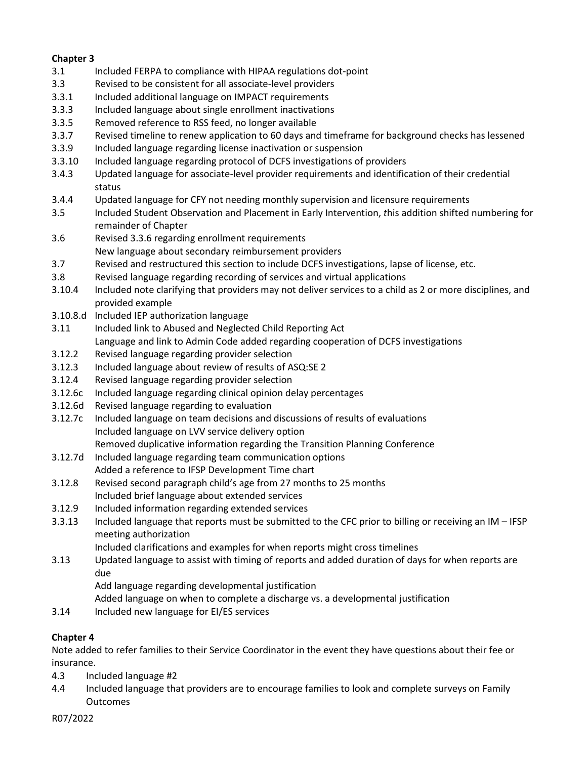**Chapter 3**

| | |
|---|---|
| 3.1 | Included FERPA to compliance with HIPAA regulations dot-point |
| 3.3 | Revised to be consistent for all associate-level providers |
| 3.3.1 | Included additional language on IMPACT requirements |
| 3.3.3 | Included language about single enrollment inactivations |
| 3.3.5 | Removed reference to RSS feed, no longer available |
| 3.3.7 | Revised timeline to renew application to 60 days and timeframe for background checks has lessened |
| 3.3.9 | Included language regarding license inactivation or suspension |
| 3.3.10 | Included language regarding protocol of DCFS investigations of providers |
| 3.4.3 | Updated language for associate-level provider requirements and identification of their credential status |
| 3.4.4 | Updated language for CFY not needing monthly supervision and licensure requirements |
| 3.5 | Included Student Observation and Placement in Early Intervention, *t*his addition shifted numbering for remainder of Chapter |
| 3.6 | Revised 3.3.6 regarding enrollment requirements<br>New language about secondary reimbursement providers |
| 3.7 | Revised and restructured this section to include DCFS investigations, lapse of license, etc. |
| 3.8 | Revised language regarding recording of services and virtual applications |
| 3.10.4 | Included note clarifying that providers may not deliver services to a child as 2 or more disciplines, and provided example |
| 3.10.8.d | Included IEP authorization language |
| 3.11 | Included link to Abused and Neglected Child Reporting Act<br>Language and link to Admin Code added regarding cooperation of DCFS investigations |
| 3.12.2 | Revised language regarding provider selection |
| 3.12.3 | Included language about review of results of ASQ:SE 2 |
| 3.12.4 | Revised language regarding provider selection |
| 3.12.6c | Included language regarding clinical opinion delay percentages |
| 3.12.6d | Revised language regarding to evaluation |
| 3.12.7c | Included language on team decisions and discussions of results of evaluations<br>Included language on LVV service delivery option<br>Removed duplicative information regarding the Transition Planning Conference |
| 3.12.7d | Included language regarding team communication options<br>Added a reference to IFSP Development Time chart |
| 3.12.8 | Revised second paragraph child's age from 27 months to 25 months<br>Included brief language about extended services |
| 3.12.9 | Included information regarding extended services |
| 3.3.13 | Included language that reports must be submitted to the CFC prior to billing or receiving an IM – IFSP meeting authorization<br>Included clarifications and examples for when reports might cross timelines |
| 3.13 | Updated language to assist with timing of reports and added duration of days for when reports are due<br>Add language regarding developmental justification<br>Added language on when to complete a discharge vs. a developmental justification |
| 3.14 | Included new language for EI/ES services |

**Chapter 4**

Note added to refer families to their Service Coordinator in the event they have questions about their fee or insurance.

| | |
|---|---|
| 4.3 | Included language #2 |
| 4.4 | Included language that providers are to encourage families to look and complete surveys on Family Outcomes |

R07/2022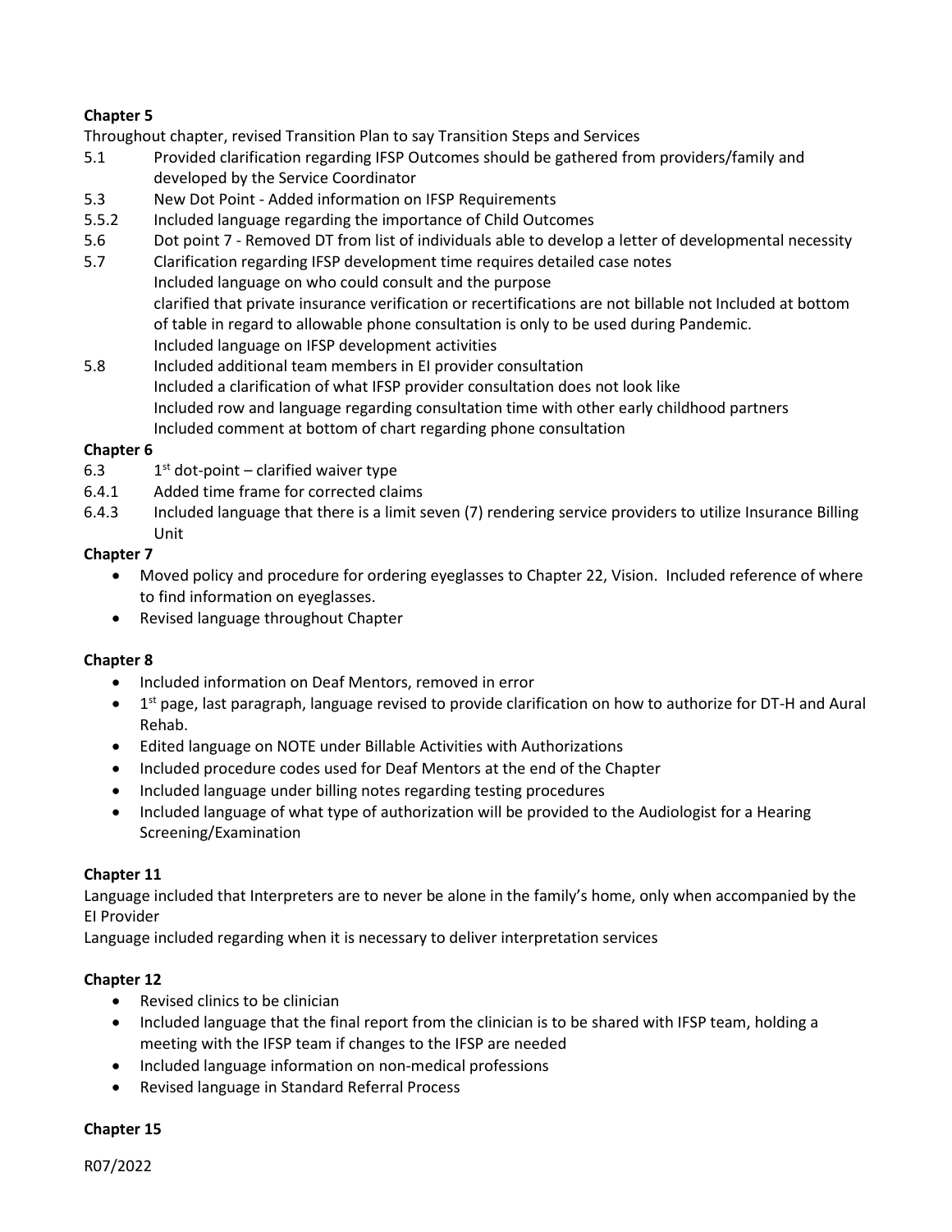**Chapter 5**

Throughout chapter, revised Transition Plan to say Transition Steps and Services

5.1 Provided clarification regarding IFSP Outcomes should be gathered from providers/family and developed by the Service Coordinator

5.3 New Dot Point - Added information on IFSP Requirements

5.5.2 Included language regarding the importance of Child Outcomes

5.6 Dot point 7 - Removed DT from list of individuals able to develop a letter of developmental necessity

5.7 Clarification regarding IFSP development time requires detailed case notes
Included language on who could consult and the purpose
clarified that private insurance verification or recertifications are not billable not Included at bottom of table in regard to allowable phone consultation is only to be used during Pandemic.
Included language on IFSP development activities

5.8 Included additional team members in EI provider consultation
Included a clarification of what IFSP provider consultation does not look like
Included row and language regarding consultation time with other early childhood partners
Included comment at bottom of chart regarding phone consultation

**Chapter 6**

6.3 1st dot-point – clarified waiver type

6.4.1 Added time frame for corrected claims

6.4.3 Included language that there is a limit seven (7) rendering service providers to utilize Insurance Billing Unit

**Chapter 7**

- Moved policy and procedure for ordering eyeglasses to Chapter 22, Vision. Included reference of where to find information on eyeglasses.
- Revised language throughout Chapter

**Chapter 8**

- Included information on Deaf Mentors, removed in error
- 1st page, last paragraph, language revised to provide clarification on how to authorize for DT-H and Aural Rehab.
- Edited language on NOTE under Billable Activities with Authorizations
- Included procedure codes used for Deaf Mentors at the end of the Chapter
- Included language under billing notes regarding testing procedures
- Included language of what type of authorization will be provided to the Audiologist for a Hearing Screening/Examination

**Chapter 11**

Language included that Interpreters are to never be alone in the family's home, only when accompanied by the EI Provider

Language included regarding when it is necessary to deliver interpretation services

**Chapter 12**

- Revised clinics to be clinician
- Included language that the final report from the clinician is to be shared with IFSP team, holding a meeting with the IFSP team if changes to the IFSP are needed
- Included language information on non-medical professions
- Revised language in Standard Referral Process

**Chapter 15**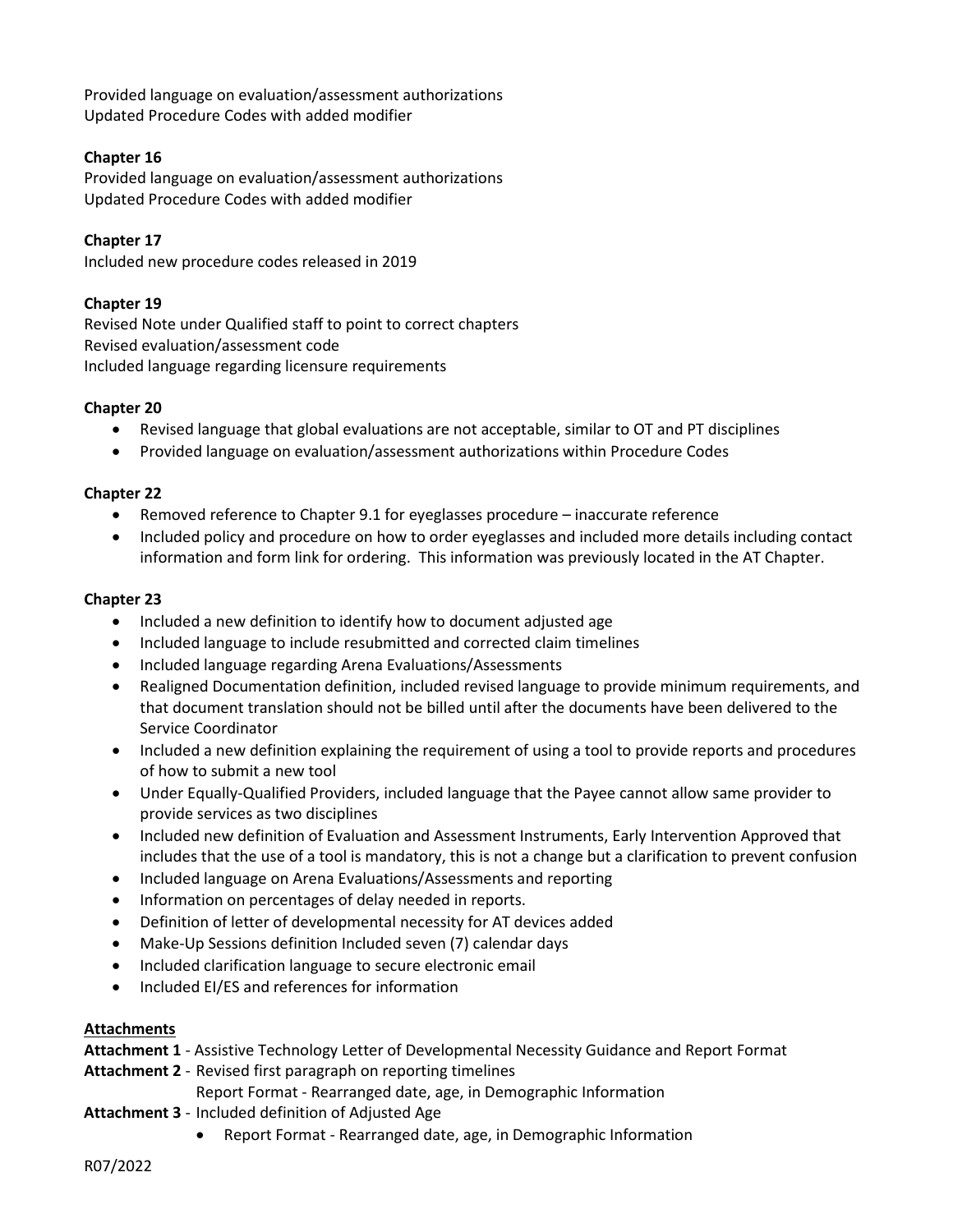Provided language on evaluation/assessment authorizations
Updated Procedure Codes with added modifier

**Chapter 16**

Provided language on evaluation/assessment authorizations
Updated Procedure Codes with added modifier

**Chapter 17**

Included new procedure codes released in 2019

**Chapter 19**

Revised Note under Qualified staff to point to correct chapters
Revised evaluation/assessment code
Included language regarding licensure requirements

**Chapter 20**

- Revised language that global evaluations are not acceptable, similar to OT and PT disciplines
- Provided language on evaluation/assessment authorizations within Procedure Codes

**Chapter 22**

- Removed reference to Chapter 9.1 for eyeglasses procedure – inaccurate reference
- Included policy and procedure on how to order eyeglasses and included more details including contact information and form link for ordering. This information was previously located in the AT Chapter.

**Chapter 23**

- Included a new definition to identify how to document adjusted age
- Included language to include resubmitted and corrected claim timelines
- Included language regarding Arena Evaluations/Assessments
- Realigned Documentation definition, included revised language to provide minimum requirements, and that document translation should not be billed until after the documents have been delivered to the Service Coordinator
- Included a new definition explaining the requirement of using a tool to provide reports and procedures of how to submit a new tool
- Under Equally-Qualified Providers, included language that the Payee cannot allow same provider to provide services as two disciplines
- Included new definition of Evaluation and Assessment Instruments, Early Intervention Approved that includes that the use of a tool is mandatory, this is not a change but a clarification to prevent confusion
- Included language on Arena Evaluations/Assessments and reporting
- Information on percentages of delay needed in reports.
- Definition of letter of developmental necessity for AT devices added
- Make-Up Sessions definition Included seven (7) calendar days
- Included clarification language to secure electronic email
- Included EI/ES and references for information

**Attachments**

**Attachment 1** - Assistive Technology Letter of Developmental Necessity Guidance and Report Format

**Attachment 2** - Revised first paragraph on reporting timelines
Report Format - Rearranged date, age, in Demographic Information

**Attachment 3** - Included definition of Adjusted Age

- Report Format - Rearranged date, age, in Demographic Information

R07/2022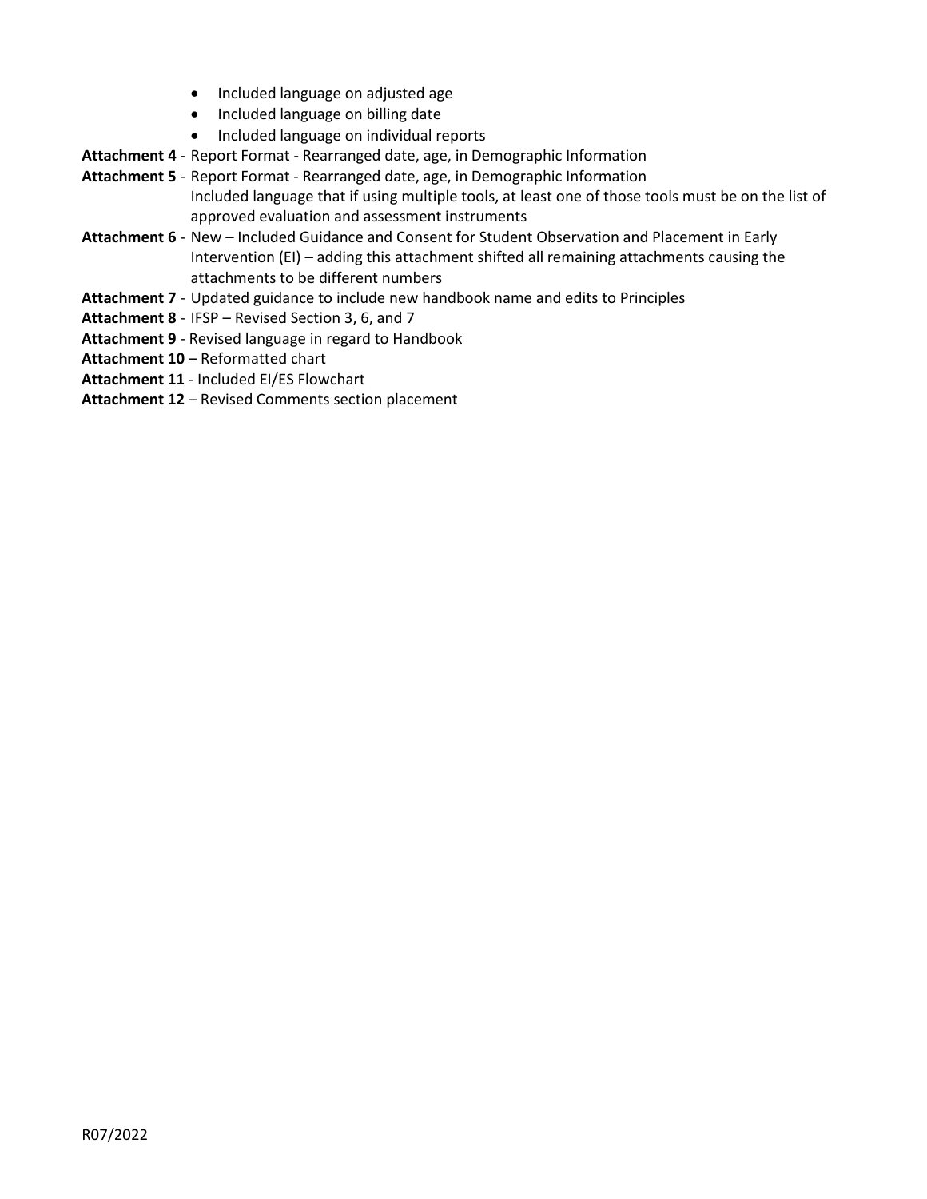- Included language on adjusted age
- Included language on billing date
- Included language on individual reports

**Attachment 4** - Report Format - Rearranged date, age, in Demographic Information

**Attachment 5** - Report Format - Rearranged date, age, in Demographic Information
Included language that if using multiple tools, at least one of those tools must be on the list of approved evaluation and assessment instruments

**Attachment 6** - New – Included Guidance and Consent for Student Observation and Placement in Early Intervention (EI) – adding this attachment shifted all remaining attachments causing the attachments to be different numbers

**Attachment 7** - Updated guidance to include new handbook name and edits to Principles

**Attachment 8** - IFSP – Revised Section 3, 6, and 7

**Attachment 9** - Revised language in regard to Handbook

**Attachment 10** – Reformatted chart

**Attachment 11** - Included EI/ES Flowchart

**Attachment 12** – Revised Comments section placement

R07/2022